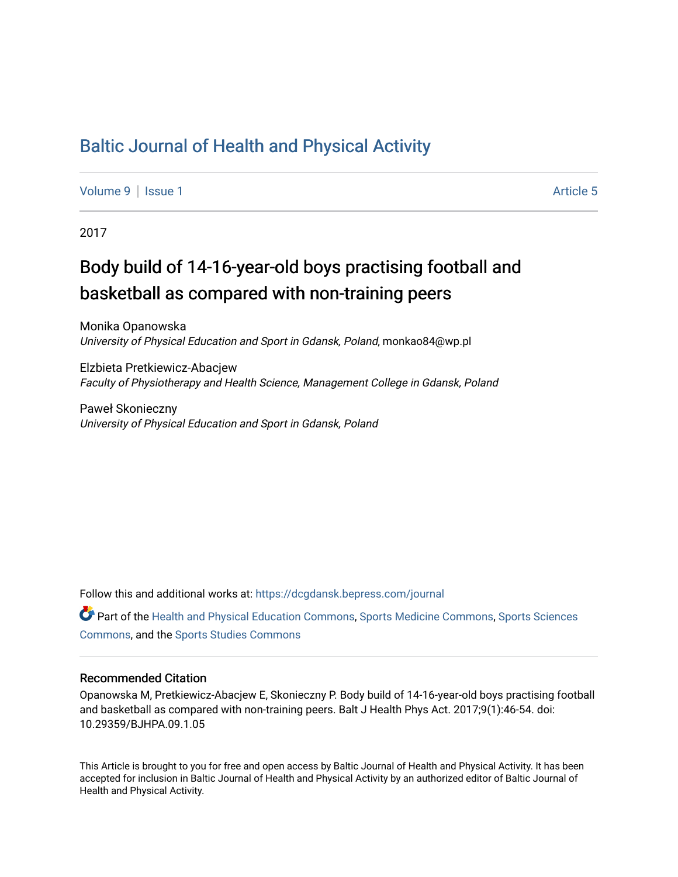# Baltic Journal of Health and Physical Activity

Volume 9 | Issue 1 Article 5

2017

## Body build of 14-16-year-old boys practising football and basketball as compared with non-training peers

Monika Opanowska
*University of Physical Education and Sport in Gdansk, Poland*, monkao84@wp.pl

Elzbieta Pretkiewicz-Abacjew
*Faculty of Physiotherapy and Health Science, Management College in Gdansk, Poland*

Paweł Skonieczny
*University of Physical Education and Sport in Gdansk, Poland*

Follow this and additional works at: https://dcgdansk.bepress.com/journal

Part of the Health and Physical Education Commons, Sports Medicine Commons, Sports Sciences Commons, and the Sports Studies Commons

### Recommended Citation

Opanowska M, Pretkiewicz-Abacjew E, Skonieczny P. Body build of 14-16-year-old boys practising football and basketball as compared with non-training peers. Balt J Health Phys Act. 2017;9(1):46-54. doi: 10.29359/BJHPA.09.1.05

This Article is brought to you for free and open access by Baltic Journal of Health and Physical Activity. It has been accepted for inclusion in Baltic Journal of Health and Physical Activity by an authorized editor of Baltic Journal of Health and Physical Activity.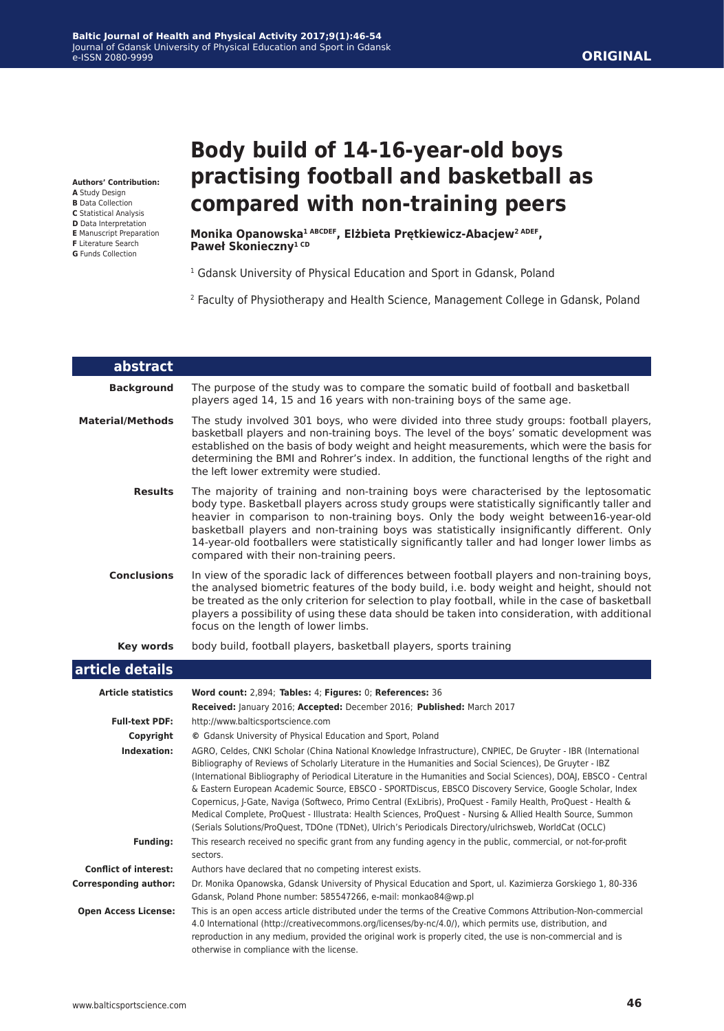**Authors' Contribution:**
**A** Study Design
**B** Data Collection
**C** Statistical Analysis
**D** Data Interpretation
**E** Manuscript Preparation
**F** Literature Search
**G** Funds Collection

ORIGINAL

# Body build of 14-16-year-old boys practising football and basketball as compared with non-training peers

**Monika Opanowska[1 ABCDEF], Elżbieta Prętkiewicz-Abacjew[2 ADEF], Paweł Skonieczny[1 CD]**

[1] Gdansk University of Physical Education and Sport in Gdansk, Poland

[2] Faculty of Physiotherapy and Health Science, Management College in Gdansk, Poland

## abstract

**Background**
The purpose of the study was to compare the somatic build of football and basketball players aged 14, 15 and 16 years with non-training boys of the same age.

**Material/Methods**
The study involved 301 boys, who were divided into three study groups: football players, basketball players and non-training boys. The level of the boys' somatic development was established on the basis of body weight and height measurements, which were the basis for determining the BMI and Rohrer's index. In addition, the functional lengths of the right and the left lower extremity were studied.

**Results**
The majority of training and non-training boys were characterised by the leptosomatic body type. Basketball players across study groups were statistically significantly taller and heavier in comparison to non-training boys. Only the body weight between16-year-old basketball players and non-training boys was statistically insignificantly different. Only 14-year-old footballers were statistically significantly taller and had longer lower limbs as compared with their non-training peers.

**Conclusions**
In view of the sporadic lack of differences between football players and non-training boys, the analysed biometric features of the body build, i.e. body weight and height, should not be treated as the only criterion for selection to play football, while in the case of basketball players a possibility of using these data should be taken into consideration, with additional focus on the length of lower limbs.

**Key words**
body build, football players, basketball players, sports training

## article details

**Article statistics**
**Word count:** 2,894; **Tables:** 4; **Figures:** 0; **References:** 36
**Received:** January 2016; **Accepted:** December 2016; **Published:** March 2017

**Full-text PDF:**
http://www.balticsportscience.com

**Copyright**
© Gdansk University of Physical Education and Sport, Poland

**Indexation:**
AGRO, Celdes, CNKI Scholar (China National Knowledge Infrastructure), CNPIEC, De Gruyter - IBR (International Bibliography of Reviews of Scholarly Literature in the Humanities and Social Sciences), De Gruyter - IBZ (International Bibliography of Periodical Literature in the Humanities and Social Sciences), DOAJ, EBSCO - Central & Eastern European Academic Source, EBSCO - SPORTDiscus, EBSCO Discovery Service, Google Scholar, Index Copernicus, J-Gate, Naviga (Softweco, Primo Central (ExLibris), ProQuest - Family Health, ProQuest - Health & Medical Complete, ProQuest - Illustrata: Health Sciences, ProQuest - Nursing & Allied Health Source, Summon (Serials Solutions/ProQuest, TDOne (TDNet), Ulrich's Periodicals Directory/ulrichsweb, WorldCat (OCLC)

**Funding:**
This research received no specific grant from any funding agency in the public, commercial, or not-for-profit sectors.

**Conflict of interest:**
Authors have declared that no competing interest exists.

**Corresponding author:**
Dr. Monika Opanowska, Gdansk University of Physical Education and Sport, ul. Kazimierza Gorskiego 1, 80-336 Gdansk, Poland Phone number: 585547266, e-mail: monkao84@wp.pl

**Open Access License:**
This is an open access article distributed under the terms of the Creative Commons Attribution-Non-commercial 4.0 International (http://creativecommons.org/licenses/by-nc/4.0/), which permits use, distribution, and reproduction in any medium, provided the original work is properly cited, the use is non-commercial and is otherwise in compliance with the license.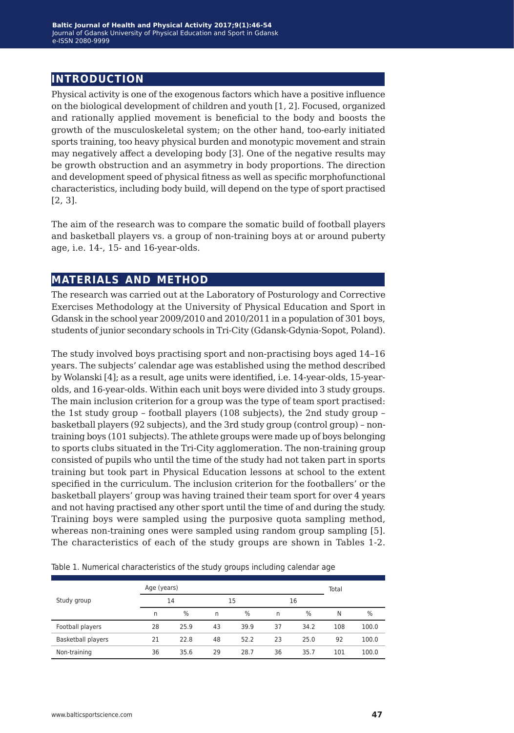## INTRODUCTION

Physical activity is one of the exogenous factors which have a positive influence on the biological development of children and youth [1, 2]. Focused, organized and rationally applied movement is beneficial to the body and boosts the growth of the musculoskeletal system; on the other hand, too-early initiated sports training, too heavy physical burden and monotypic movement and strain may negatively affect a developing body [3]. One of the negative results may be growth obstruction and an asymmetry in body proportions. The direction and development speed of physical fitness as well as specific morphofunctional characteristics, including body build, will depend on the type of sport practised [2, 3].

The aim of the research was to compare the somatic build of football players and basketball players vs. a group of non-training boys at or around puberty age, i.e. 14-, 15- and 16-year-olds.

## MATERIALS AND METHOD

The research was carried out at the Laboratory of Posturology and Corrective Exercises Methodology at the University of Physical Education and Sport in Gdansk in the school year 2009/2010 and 2010/2011 in a population of 301 boys, students of junior secondary schools in Tri-City (Gdansk-Gdynia-Sopot, Poland).

The study involved boys practising sport and non-practising boys aged 14–16 years. The subjects' calendar age was established using the method described by Wolanski [4]; as a result, age units were identified, i.e. 14-year-olds, 15-year-olds, and 16-year-olds. Within each unit boys were divided into 3 study groups. The main inclusion criterion for a group was the type of team sport practised: the 1st study group – football players (108 subjects), the 2nd study group – basketball players (92 subjects), and the 3rd study group (control group) – non-training boys (101 subjects). The athlete groups were made up of boys belonging to sports clubs situated in the Tri-City agglomeration. The non-training group consisted of pupils who until the time of the study had not taken part in sports training but took part in Physical Education lessons at school to the extent specified in the curriculum. The inclusion criterion for the footballers' or the basketball players' group was having trained their team sport for over 4 years and not having practised any other sport until the time of and during the study. Training boys were sampled using the purposive quota sampling method, whereas non-training ones were sampled using random group sampling [5]. The characteristics of each of the study groups are shown in Tables 1-2.

Table 1. Numerical characteristics of the study groups including calendar age

| Study group | Age (years) | | | | | | Total | |
|---|---|---|---|---|---|---|---|---|
| | 14 | | 15 | | 16 | | | |
| | n | % | n | % | n | % | N | % |
| Football players | 28 | 25.9 | 43 | 39.9 | 37 | 34.2 | 108 | 100.0 |
| Basketball players | 21 | 22.8 | 48 | 52.2 | 23 | 25.0 | 92 | 100.0 |
| Non-training | 36 | 35.6 | 29 | 28.7 | 36 | 35.7 | 101 | 100.0 |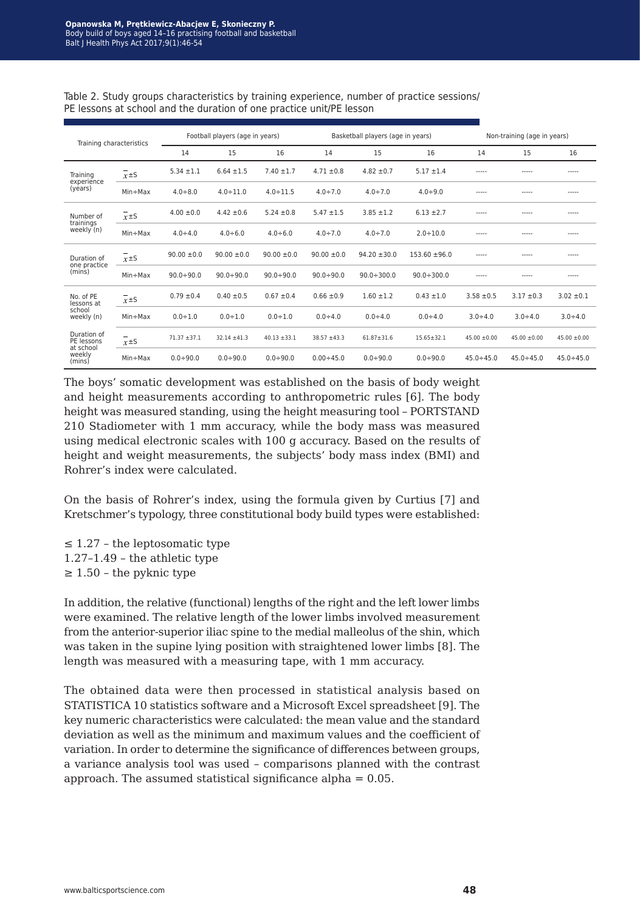Table 2. Study groups characteristics by training experience, number of practice sessions/ PE lessons at school and the duration of one practice unit/PE lesson

| Training characteristics | | Football players (age in years) | | | Basketball players (age in years) | | | Non-training (age in years) | | |
|---|---|---|---|---|---|---|---|---|---|---|
| | | 14 | 15 | 16 | 14 | 15 | 16 | 14 | 15 | 16 |
| Training experience (years) | $\bar{x}$±S | 5.34 ±1.1 | 6.64 ±1.5 | 7.40 ±1.7 | 4.71 ±0.8 | 4.82 ±0.7 | 5.17 ±1.4 | ----- | ----- | ----- |
| | Min÷Max | 4.0÷8.0 | 4.0÷11.0 | 4.0÷11.5 | 4.0÷7.0 | 4.0÷7.0 | 4.0÷9.0 | ----- | ----- | ----- |
| Number of trainings weekly (n) | $\bar{x}$±S | 4.00 ±0.0 | 4.42 ±0.6 | 5.24 ±0.8 | 5.47 ±1.5 | 3.85 ±1.2 | 6.13 ±2.7 | ----- | ----- | ----- |
| | Min÷Max | 4.0÷4.0 | 4.0÷6.0 | 4.0÷6.0 | 4.0÷7.0 | 4.0÷7.0 | 2.0÷10.0 | ----- | ----- | ----- |
| Duration of one practice (mins) | $\bar{x}$±S | 90.00 ±0.0 | 90.00 ±0.0 | 90.00 ±0.0 | 90.00 ±0.0 | 94.20 ±30.0 | 153.60 ±96.0 | ----- | ----- | ----- |
| | Min÷Max | 90.0÷90.0 | 90.0÷90.0 | 90.0÷90.0 | 90.0÷90.0 | 90.0÷300.0 | 90.0÷300.0 | ----- | ----- | ----- |
| No. of PE lessons at school weekly (n) | $\bar{x}$±S | 0.79 ±0.4 | 0.40 ±0.5 | 0.67 ±0.4 | 0.66 ±0.9 | 1.60 ±1.2 | 0.43 ±1.0 | 3.58 ±0.5 | 3.17 ±0.3 | 3.02 ±0.1 |
| | Min÷Max | 0.0÷1.0 | 0.0÷1.0 | 0.0÷1.0 | 0.0÷4.0 | 0.0÷4.0 | 0.0÷4.0 | 3.0÷4.0 | 3.0÷4.0 | 3.0÷4.0 |
| Duration of PE lessons at school weekly (mins) | $\bar{x}$±S | 71.37 ±37.1 | 32.14 ±41.3 | 40.13 ±33.1 | 38.57 ±43.3 | 61.87±31.6 | 15.65±32.1 | 45.00 ±0.00 | 45.00 ±0.00 | 45.00 ±0.00 |
| | Min÷Max | 0.0÷90.0 | 0.0÷90.0 | 0.0÷90.0 | 0.00÷45.0 | 0.0÷90.0 | 0.0÷90.0 | 45.0÷45.0 | 45.0÷45.0 | 45.0÷45.0 |

The boys' somatic development was established on the basis of body weight and height measurements according to anthropometric rules [6]. The body height was measured standing, using the height measuring tool – PORTSTAND 210 Stadiometer with 1 mm accuracy, while the body mass was measured using medical electronic scales with 100 g accuracy. Based on the results of height and weight measurements, the subjects' body mass index (BMI) and Rohrer's index were calculated.

On the basis of Rohrer's index, using the formula given by Curtius [7] and Kretschmer's typology, three constitutional body build types were established:

≤ 1.27 – the leptosomatic type
1.27–1.49 – the athletic type
≥ 1.50 – the pyknic type

In addition, the relative (functional) lengths of the right and the left lower limbs were examined. The relative length of the lower limbs involved measurement from the anterior-superior iliac spine to the medial malleolus of the shin, which was taken in the supine lying position with straightened lower limbs [8]. The length was measured with a measuring tape, with 1 mm accuracy.

The obtained data were then processed in statistical analysis based on STATISTICA 10 statistics software and a Microsoft Excel spreadsheet [9]. The key numeric characteristics were calculated: the mean value and the standard deviation as well as the minimum and maximum values and the coefficient of variation. In order to determine the significance of differences between groups, a variance analysis tool was used – comparisons planned with the contrast approach. The assumed statistical significance alpha = 0.05.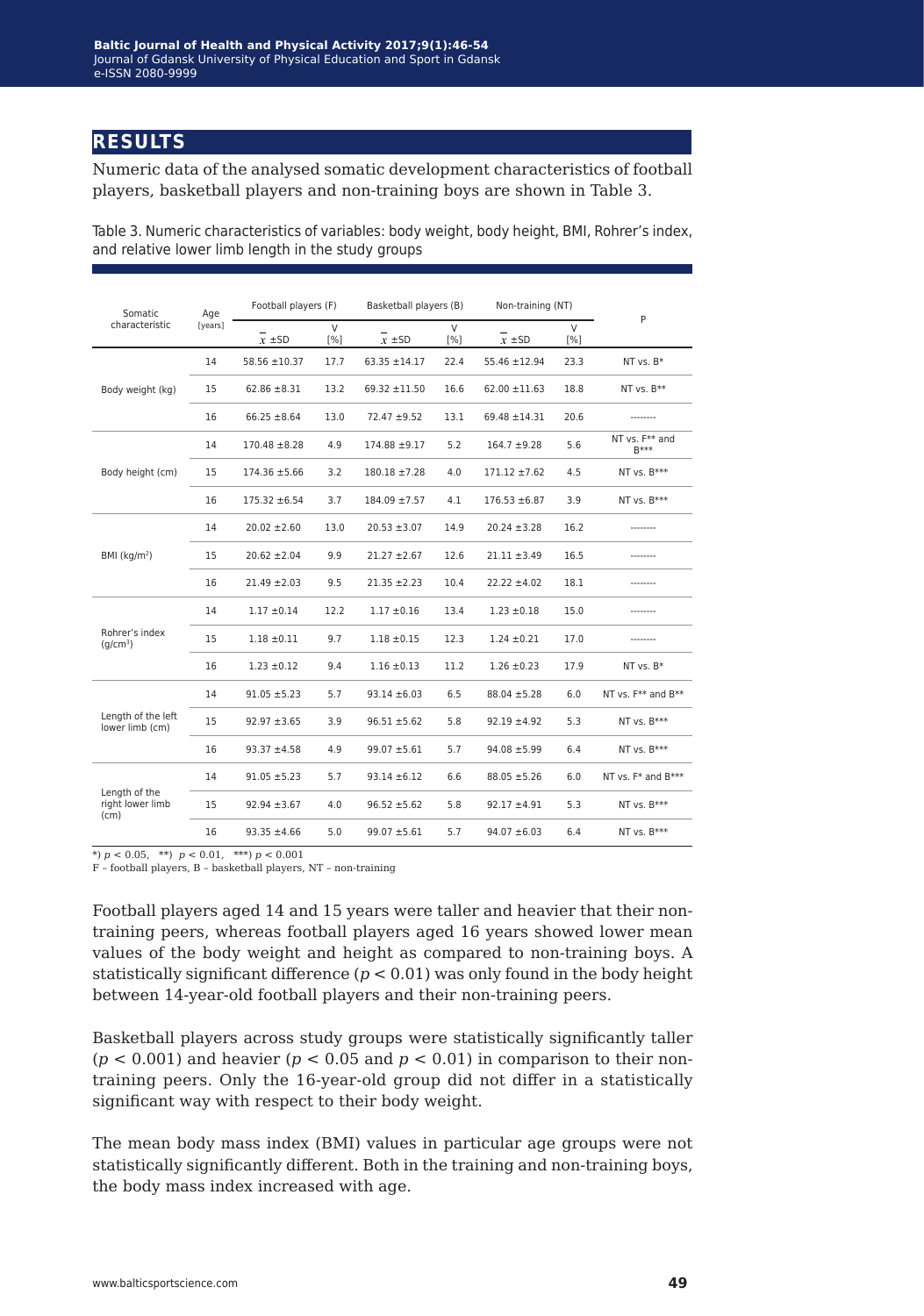## RESULTS

Numeric data of the analysed somatic development characteristics of football players, basketball players and non-training boys are shown in Table 3.

Table 3. Numeric characteristics of variables: body weight, body height, BMI, Rohrer's index, and relative lower limb length in the study groups

| Somatic characteristic | Age [years] | Football players (F) | | Basketball players (B) | | Non-training (NT) | | P |
|---|---|---|---|---|---|---|---|---|
| | | $\bar{x}$ ±SD | V [%] | $\bar{x}$ ±SD | V [%] | $\bar{x}$ ±SD | V [%] | |
| Body weight (kg) | 14 | 58.56 ±10.37 | 17.7 | 63.35 ±14.17 | 22.4 | 55.46 ±12.94 | 23.3 | NT vs. B* |
| | 15 | 62.86 ±8.31 | 13.2 | 69.32 ±11.50 | 16.6 | 62.00 ±11.63 | 18.8 | NT vs. B** |
| | 16 | 66.25 ±8.64 | 13.0 | 72.47 ±9.52 | 13.1 | 69.48 ±14.31 | 20.6 | -------- |
| Body height (cm) | 14 | 170.48 ±8.28 | 4.9 | 174.88 ±9.17 | 5.2 | 164.7 ±9.28 | 5.6 | NT vs. F** and B*** |
| | 15 | 174.36 ±5.66 | 3.2 | 180.18 ±7.28 | 4.0 | 171.12 ±7.62 | 4.5 | NT vs. B*** |
| | 16 | 175.32 ±6.54 | 3.7 | 184.09 ±7.57 | 4.1 | 176.53 ±6.87 | 3.9 | NT vs. B*** |
| BMI (kg/m²) | 14 | 20.02 ±2.60 | 13.0 | 20.53 ±3.07 | 14.9 | 20.24 ±3.28 | 16.2 | -------- |
| | 15 | 20.62 ±2.04 | 9.9 | 21.27 ±2.67 | 12.6 | 21.11 ±3.49 | 16.5 | -------- |
| | 16 | 21.49 ±2.03 | 9.5 | 21.35 ±2.23 | 10.4 | 22.22 ±4.02 | 18.1 | -------- |
| Rohrer's index (g/cm³) | 14 | 1.17 ±0.14 | 12.2 | 1.17 ±0.16 | 13.4 | 1.23 ±0.18 | 15.0 | -------- |
| | 15 | 1.18 ±0.11 | 9.7 | 1.18 ±0.15 | 12.3 | 1.24 ±0.21 | 17.0 | -------- |
| | 16 | 1.23 ±0.12 | 9.4 | 1.16 ±0.13 | 11.2 | 1.26 ±0.23 | 17.9 | NT vs. B* |
| Length of the left lower limb (cm) | 14 | 91.05 ±5.23 | 5.7 | 93.14 ±6.03 | 6.5 | 88.04 ±5.28 | 6.0 | NT vs. F** and B** |
| | 15 | 92.97 ±3.65 | 3.9 | 96.51 ±5.62 | 5.8 | 92.19 ±4.92 | 5.3 | NT vs. B*** |
| | 16 | 93.37 ±4.58 | 4.9 | 99.07 ±5.61 | 5.7 | 94.08 ±5.99 | 6.4 | NT vs. B*** |
| Length of the right lower limb (cm) | 14 | 91.05 ±5.23 | 5.7 | 93.14 ±6.12 | 6.6 | 88.05 ±5.26 | 6.0 | NT vs. F* and B*** |
| | 15 | 92.94 ±3.67 | 4.0 | 96.52 ±5.62 | 5.8 | 92.17 ±4.91 | 5.3 | NT vs. B*** |
| | 16 | 93.35 ±4.66 | 5.0 | 99.07 ±5.61 | 5.7 | 94.07 ±6.03 | 6.4 | NT vs. B*** |

*) $p < 0.05$, **) $p < 0.01$, ***) $p < 0.001$
F – football players, B – basketball players, NT – non-training

Football players aged 14 and 15 years were taller and heavier that their non-training peers, whereas football players aged 16 years showed lower mean values of the body weight and height as compared to non-training boys. A statistically significant difference ($p < 0.01$) was only found in the body height between 14-year-old football players and their non-training peers.

Basketball players across study groups were statistically significantly taller ($p < 0.001$) and heavier ($p < 0.05$ and $p < 0.01$) in comparison to their non-training peers. Only the 16-year-old group did not differ in a statistically significant way with respect to their body weight.

The mean body mass index (BMI) values in particular age groups were not statistically significantly different. Both in the training and non-training boys, the body mass index increased with age.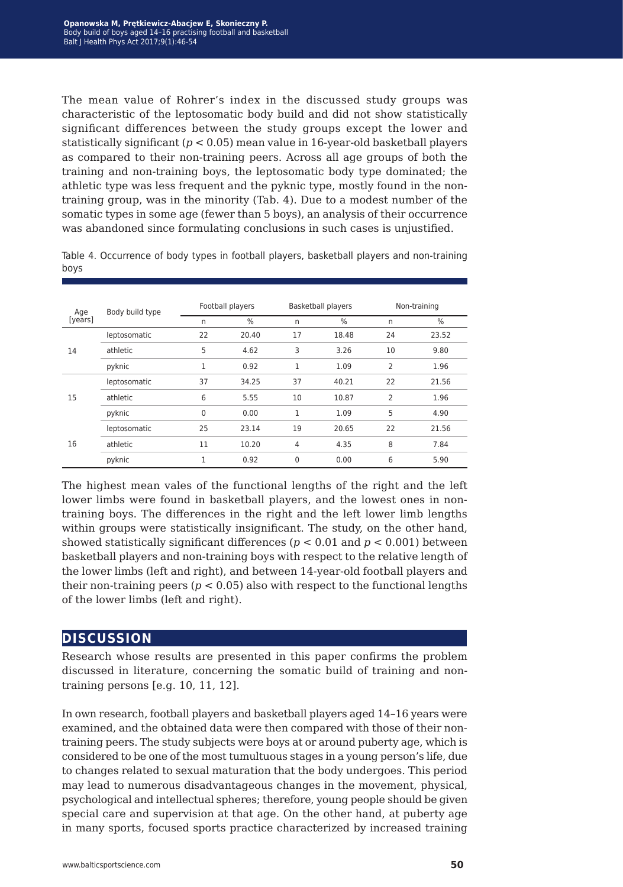The mean value of Rohrer's index in the discussed study groups was characteristic of the leptosomatic body build and did not show statistically significant differences between the study groups except the lower and statistically significant ($p < 0.05$) mean value in 16-year-old basketball players as compared to their non-training peers. Across all age groups of both the training and non-training boys, the leptosomatic body type dominated; the athletic type was less frequent and the pyknic type, mostly found in the non-training group, was in the minority (Tab. 4). Due to a modest number of the somatic types in some age (fewer than 5 boys), an analysis of their occurrence was abandoned since formulating conclusions in such cases is unjustified.

Table 4. Occurrence of body types in football players, basketball players and non-training boys

| Age [years] | Body build type | Football players | | Basketball players | | Non-training | |
|---|---|---|---|---|---|---|---|
| | | n | % | n | % | n | % |
| 14 | leptosomatic | 22 | 20.40 | 17 | 18.48 | 24 | 23.52 |
| | athletic | 5 | 4.62 | 3 | 3.26 | 10 | 9.80 |
| | pyknic | 1 | 0.92 | 1 | 1.09 | 2 | 1.96 |
| 15 | leptosomatic | 37 | 34.25 | 37 | 40.21 | 22 | 21.56 |
| | athletic | 6 | 5.55 | 10 | 10.87 | 2 | 1.96 |
| | pyknic | 0 | 0.00 | 1 | 1.09 | 5 | 4.90 |
| 16 | leptosomatic | 25 | 23.14 | 19 | 20.65 | 22 | 21.56 |
| | athletic | 11 | 10.20 | 4 | 4.35 | 8 | 7.84 |
| | pyknic | 1 | 0.92 | 0 | 0.00 | 6 | 5.90 |

The highest mean vales of the functional lengths of the right and the left lower limbs were found in basketball players, and the lowest ones in non-training boys. The differences in the right and the left lower limb lengths within groups were statistically insignificant. The study, on the other hand, showed statistically significant differences ($p < 0.01$ and $p < 0.001$) between basketball players and non-training boys with respect to the relative length of the lower limbs (left and right), and between 14-year-old football players and their non-training peers ($p < 0.05$) also with respect to the functional lengths of the lower limbs (left and right).

## DISCUSSION

Research whose results are presented in this paper confirms the problem discussed in literature, concerning the somatic build of training and non-training persons [e.g. 10, 11, 12].

In own research, football players and basketball players aged 14–16 years were examined, and the obtained data were then compared with those of their non-training peers. The study subjects were boys at or around puberty age, which is considered to be one of the most tumultuous stages in a young person's life, due to changes related to sexual maturation that the body undergoes. This period may lead to numerous disadvantageous changes in the movement, physical, psychological and intellectual spheres; therefore, young people should be given special care and supervision at that age. On the other hand, at puberty age in many sports, focused sports practice characterized by increased training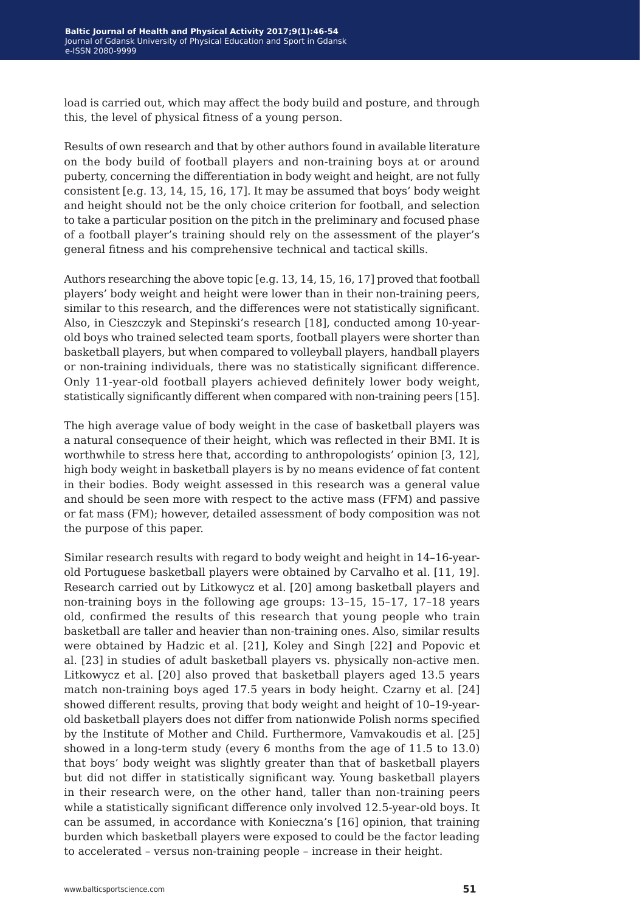load is carried out, which may affect the body build and posture, and through this, the level of physical fitness of a young person.

Results of own research and that by other authors found in available literature on the body build of football players and non-training boys at or around puberty, concerning the differentiation in body weight and height, are not fully consistent [e.g. 13, 14, 15, 16, 17]. It may be assumed that boys' body weight and height should not be the only choice criterion for football, and selection to take a particular position on the pitch in the preliminary and focused phase of a football player's training should rely on the assessment of the player's general fitness and his comprehensive technical and tactical skills.

Authors researching the above topic [e.g. 13, 14, 15, 16, 17] proved that football players' body weight and height were lower than in their non-training peers, similar to this research, and the differences were not statistically significant. Also, in Cieszczyk and Stepinski's research [18], conducted among 10-year-old boys who trained selected team sports, football players were shorter than basketball players, but when compared to volleyball players, handball players or non-training individuals, there was no statistically significant difference. Only 11-year-old football players achieved definitely lower body weight, statistically significantly different when compared with non-training peers [15].

The high average value of body weight in the case of basketball players was a natural consequence of their height, which was reflected in their BMI. It is worthwhile to stress here that, according to anthropologists' opinion [3, 12], high body weight in basketball players is by no means evidence of fat content in their bodies. Body weight assessed in this research was a general value and should be seen more with respect to the active mass (FFM) and passive or fat mass (FM); however, detailed assessment of body composition was not the purpose of this paper.

Similar research results with regard to body weight and height in 14–16-year-old Portuguese basketball players were obtained by Carvalho et al. [11, 19]. Research carried out by Litkowycz et al. [20] among basketball players and non-training boys in the following age groups: 13–15, 15–17, 17–18 years old, confirmed the results of this research that young people who train basketball are taller and heavier than non-training ones. Also, similar results were obtained by Hadzic et al. [21], Koley and Singh [22] and Popovic et al. [23] in studies of adult basketball players vs. physically non-active men. Litkowycz et al. [20] also proved that basketball players aged 13.5 years match non-training boys aged 17.5 years in body height. Czarny et al. [24] showed different results, proving that body weight and height of 10–19-year-old basketball players does not differ from nationwide Polish norms specified by the Institute of Mother and Child. Furthermore, Vamvakoudis et al. [25] showed in a long-term study (every 6 months from the age of 11.5 to 13.0) that boys' body weight was slightly greater than that of basketball players but did not differ in statistically significant way. Young basketball players in their research were, on the other hand, taller than non-training peers while a statistically significant difference only involved 12.5-year-old boys. It can be assumed, in accordance with Konieczna's [16] opinion, that training burden which basketball players were exposed to could be the factor leading to accelerated – versus non-training people – increase in their height.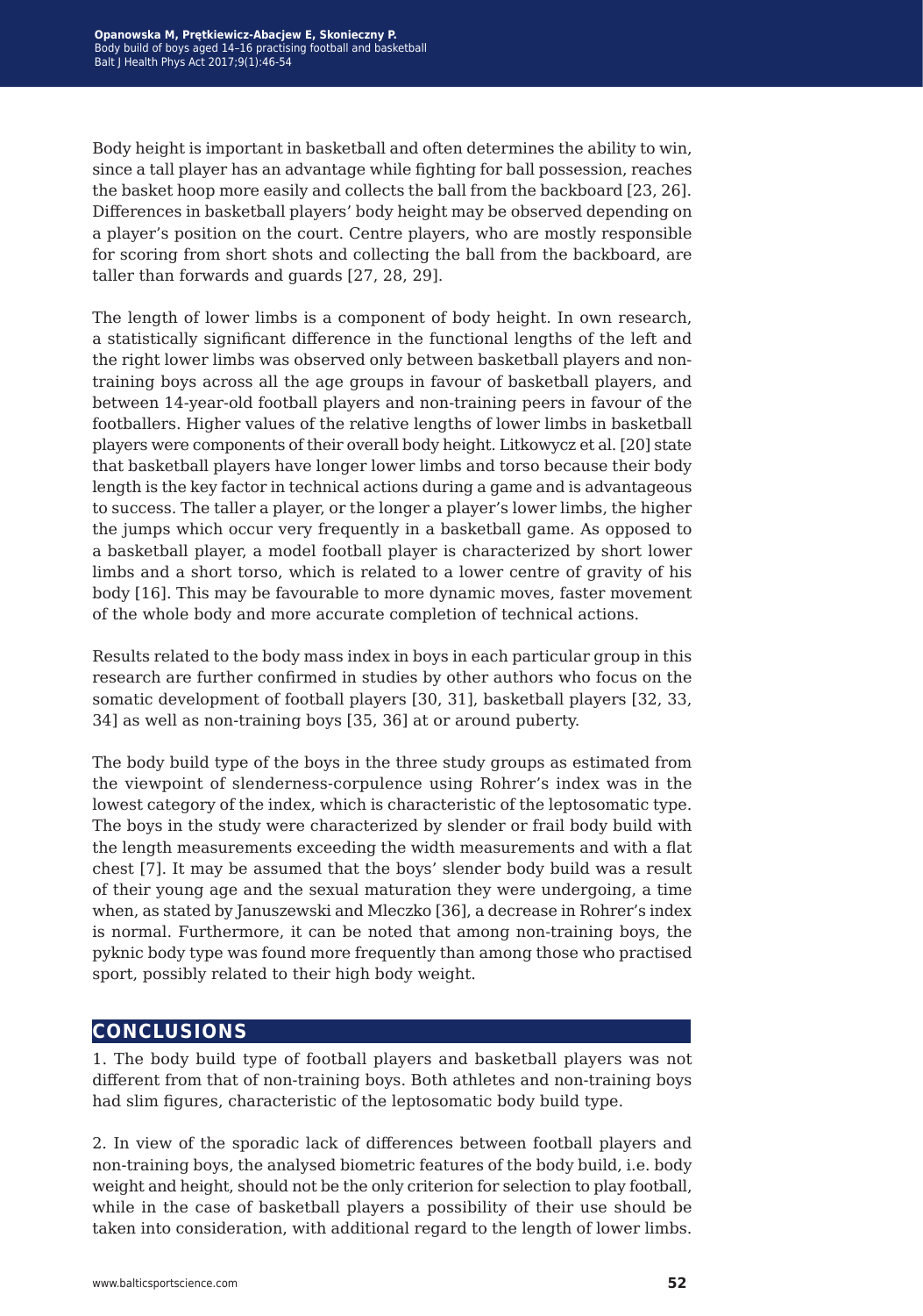Body height is important in basketball and often determines the ability to win, since a tall player has an advantage while fighting for ball possession, reaches the basket hoop more easily and collects the ball from the backboard [23, 26]. Differences in basketball players' body height may be observed depending on a player's position on the court. Centre players, who are mostly responsible for scoring from short shots and collecting the ball from the backboard, are taller than forwards and guards [27, 28, 29].

The length of lower limbs is a component of body height. In own research, a statistically significant difference in the functional lengths of the left and the right lower limbs was observed only between basketball players and non-training boys across all the age groups in favour of basketball players, and between 14-year-old football players and non-training peers in favour of the footballers. Higher values of the relative lengths of lower limbs in basketball players were components of their overall body height. Litkowycz et al. [20] state that basketball players have longer lower limbs and torso because their body length is the key factor in technical actions during a game and is advantageous to success. The taller a player, or the longer a player's lower limbs, the higher the jumps which occur very frequently in a basketball game. As opposed to a basketball player, a model football player is characterized by short lower limbs and a short torso, which is related to a lower centre of gravity of his body [16]. This may be favourable to more dynamic moves, faster movement of the whole body and more accurate completion of technical actions.

Results related to the body mass index in boys in each particular group in this research are further confirmed in studies by other authors who focus on the somatic development of football players [30, 31], basketball players [32, 33, 34] as well as non-training boys [35, 36] at or around puberty.

The body build type of the boys in the three study groups as estimated from the viewpoint of slenderness-corpulence using Rohrer's index was in the lowest category of the index, which is characteristic of the leptosomatic type. The boys in the study were characterized by slender or frail body build with the length measurements exceeding the width measurements and with a flat chest [7]. It may be assumed that the boys' slender body build was a result of their young age and the sexual maturation they were undergoing, a time when, as stated by Januszewski and Mleczko [36], a decrease in Rohrer's index is normal. Furthermore, it can be noted that among non-training boys, the pyknic body type was found more frequently than among those who practised sport, possibly related to their high body weight.

## CONCLUSIONS

1. The body build type of football players and basketball players was not different from that of non-training boys. Both athletes and non-training boys had slim figures, characteristic of the leptosomatic body build type.

2. In view of the sporadic lack of differences between football players and non-training boys, the analysed biometric features of the body build, i.e. body weight and height, should not be the only criterion for selection to play football, while in the case of basketball players a possibility of their use should be taken into consideration, with additional regard to the length of lower limbs.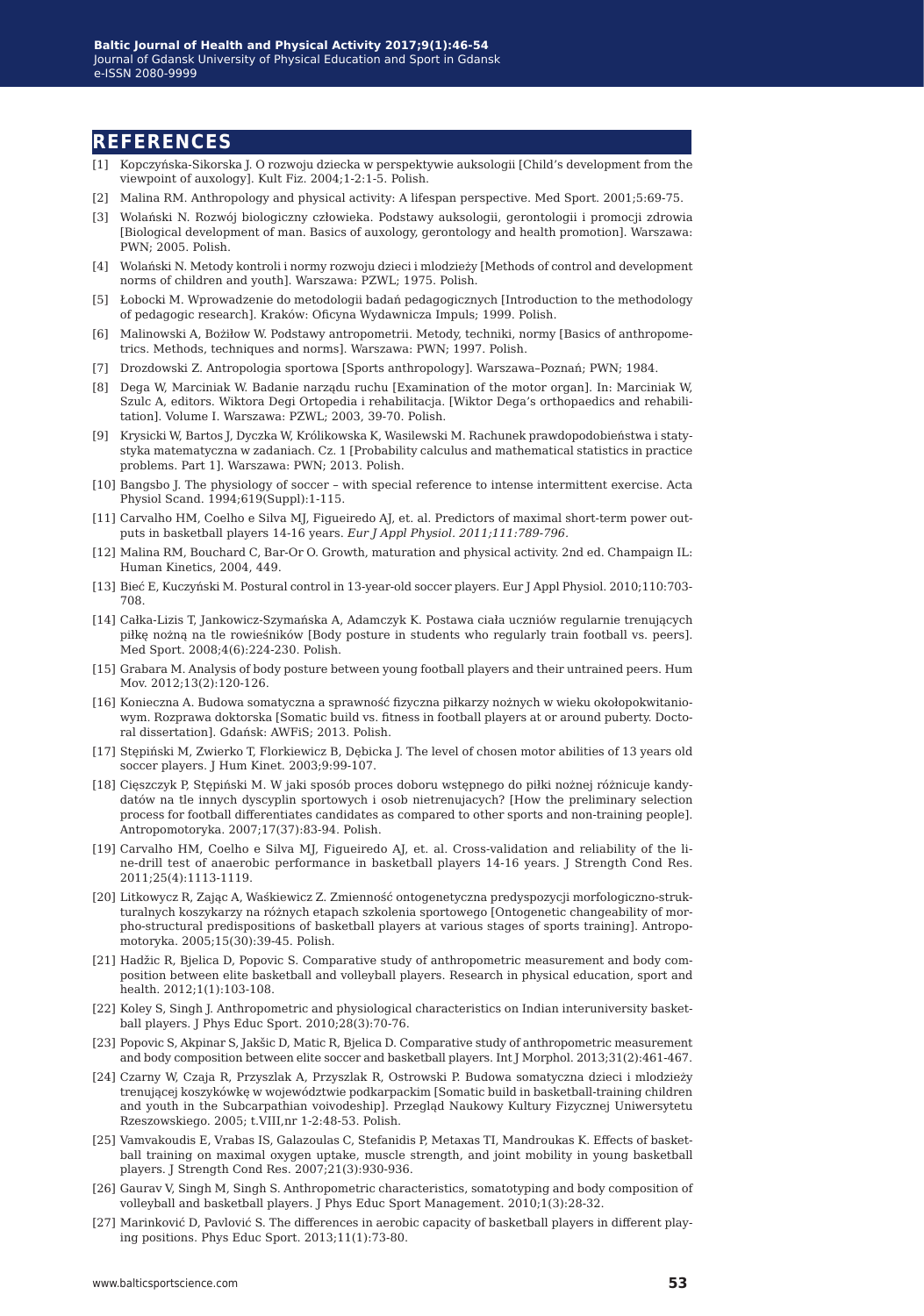## REFERENCES

[1] Kopczyńska-Sikorska J. O rozwoju dziecka w perspektywie auksologii [Child's development from the viewpoint of auxology]. Kult Fiz. 2004;1-2:1-5. Polish.

[2] Malina RM. Anthropology and physical activity: A lifespan perspective. Med Sport. 2001;5:69-75.

[3] Wolański N. Rozwój biologiczny człowieka. Podstawy auksologii, gerontologii i promocji zdrowia [Biological development of man. Basics of auxology, gerontology and health promotion]. Warszawa: PWN; 2005. Polish.

[4] Wolański N. Metody kontroli i normy rozwoju dzieci i młodzieży [Methods of control and development norms of children and youth]. Warszawa: PZWL; 1975. Polish.

[5] Łobocki M. Wprowadzenie do metodologii badań pedagogicznych [Introduction to the methodology of pedagogic research]. Kraków: Oficyna Wydawnicza Impuls; 1999. Polish.

[6] Malinowski A, Bożiłow W. Podstawy antropometrii. Metody, techniki, normy [Basics of anthropometrics. Methods, techniques and norms]. Warszawa: PWN; 1997. Polish.

[7] Drozdowski Z. Antropologia sportowa [Sports anthropology]. Warszawa–Poznań; PWN; 1984.

[8] Dega W, Marciniak W. Badanie narządu ruchu [Examination of the motor organ]. In: Marciniak W, Szulc A, editors. Wiktora Degi Ortopedia i rehabilitacja. [Wiktor Dega's orthopaedics and rehabilitation]. Volume I. Warszawa: PZWL; 2003, 39-70. Polish.

[9] Krysicki W, Bartos J, Dyczka W, Królikowska K, Wasilewski M. Rachunek prawdopodobieństwa i statystyka matematyczna w zadaniach. Cz. 1 [Probability calculus and mathematical statistics in practice problems. Part 1]. Warszawa: PWN; 2013. Polish.

[10] Bangsbo J. The physiology of soccer – with special reference to intense intermittent exercise. Acta Physiol Scand. 1994;619(Suppl):1-115.

[11] Carvalho HM, Coelho e Silva MJ, Figueiredo AJ, et. al. Predictors of maximal short-term power outputs in basketball players 14-16 years. *Eur J Appl Physiol. 2011;111:789-796.*

[12] Malina RM, Bouchard C, Bar-Or O. Growth, maturation and physical activity. 2nd ed. Champaign IL: Human Kinetics, 2004, 449.

[13] Bieć E, Kuczyński M. Postural control in 13-year-old soccer players. Eur J Appl Physiol. 2010;110:703-708.

[14] Całka-Lizis T, Jankowicz-Szymańska A, Adamczyk K. Postawa ciała uczniów regularnie trenujących piłkę nożną na tle rowieśników [Body posture in students who regularly train football vs. peers]. Med Sport. 2008;4(6):224-230. Polish.

[15] Grabara M. Analysis of body posture between young football players and their untrained peers. Hum Mov. 2012;13(2):120-126.

[16] Konieczna A. Budowa somatyczna a sprawność fizyczna piłkarzy nożnych w wieku okołopokwitaniowym. Rozprawa doktorska [Somatic build vs. fitness in football players at or around puberty. Doctoral dissertation]. Gdańsk: AWFiS; 2013. Polish.

[17] Stępiński M, Zwierko T, Florkiewicz B, Dębicka J. The level of chosen motor abilities of 13 years old soccer players. J Hum Kinet. 2003;9:99-107.

[18] Cięszczyk P, Stępiński M. W jaki sposób proces doboru wstępnego do piłki nożnej różnicuje kandydatów na tle innych dyscyplin sportowych i osob nietrenujących? [How the preliminary selection process for football differentiates candidates as compared to other sports and non-training people]. Antropomotoryka. 2007;17(37):83-94. Polish.

[19] Carvalho HM, Coelho e Silva MJ, Figueiredo AJ, et. al. Cross-validation and reliability of the line-drill test of anaerobic performance in basketball players 14-16 years. J Strength Cond Res. 2011;25(4):1113-1119.

[20] Litkowycz R, Zając A, Waśkiewicz Z. Zmienność ontogenetyczna predyspozycji morfologiczno-strukturalnych koszykarzy na różnych etapach szkolenia sportowego [Ontogenetic changeability of morpho-structural predispositions of basketball players at various stages of sports training]. Antropomotoryka. 2005;15(30):39-45. Polish.

[21] Hadžic R, Bjelica D, Popovic S. Comparative study of anthropometric measurement and body composition between elite basketball and volleyball players. Research in physical education, sport and health. 2012;1(1):103-108.

[22] Koley S, Singh J. Anthropometric and physiological characteristics on Indian interuniversity basketball players. J Phys Educ Sport. 2010;28(3):70-76.

[23] Popovic S, Akpinar S, Jakšic D, Matic R, Bjelica D. Comparative study of anthropometric measurement and body composition between elite soccer and basketball players. Int J Morphol. 2013;31(2):461-467.

[24] Czarny W, Czaja R, Przyszlak A, Przyszlak R, Ostrowski P. Budowa somatyczna dzieci i młodzieży trenującej koszykówkę w województwie podkarpackim [Somatic build in basketball-training children and youth in the Subcarpathian voivodeship]. Przegląd Naukowy Kultury Fizycznej Uniwersytetu Rzeszowskiego. 2005; t.VIII,nr 1-2:48-53. Polish.

[25] Vamvakoudis E, Vrabas IS, Galazoulas C, Stefanidis P, Metaxas TI, Mandroukas K. Effects of basketball training on maximal oxygen uptake, muscle strength, and joint mobility in young basketball players. J Strength Cond Res. 2007;21(3):930-936.

[26] Gaurav V, Singh M, Singh S. Anthropometric characteristics, somatotyping and body composition of volleyball and basketball players. J Phys Educ Sport Management. 2010;1(3):28-32.

[27] Marinković D, Pavlović S. The differences in aerobic capacity of basketball players in different playing positions. Phys Educ Sport. 2013;11(1):73-80.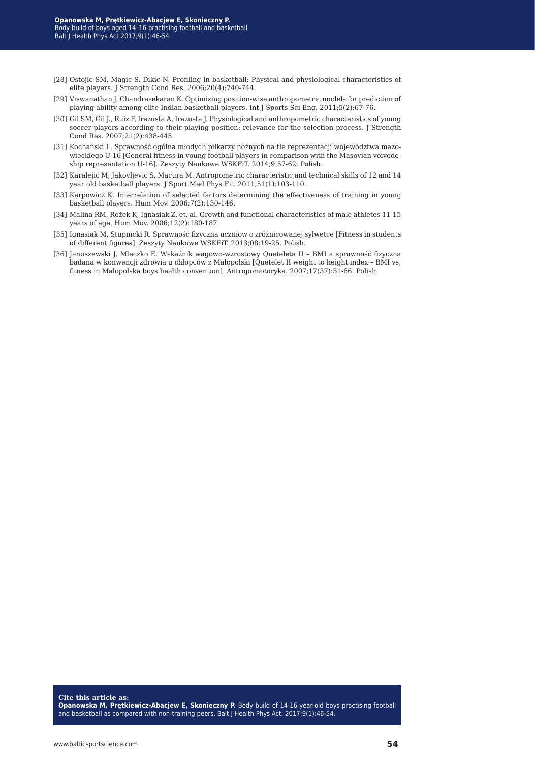[28] Ostojic SM, Magic S, Dikic N. Profiling in basketball: Physical and physiological characteristics of elite players. J Strength Cond Res. 2006;20(4):740-744.

[29] Viswanathan J, Chandrasekaran K. Optimizing position-wise anthropometric models for prediction of playing ability among elite Indian basketball players. Int J Sports Sci Eng. 2011;5(2):67-76.

[30] Gil SM, Gil J., Ruiz F, Irazusta A, Irazusta J. Physiological and anthropometric characteristics of young soccer players according to their playing position: relevance for the selection process. J Strength Cond Res. 2007;21(2):438-445.

[31] Kochański L. Sprawność ogólna młodych piłkarzy nożnych na tle reprezentacji województwa mazowieckiego U-16 [General fitness in young football players in comparison with the Masovian voivodeship representation U-16]. Zeszyty Naukowe WSKFiT. 2014;9:57-62. Polish.

[32] Karalejic M, Jakovljevic S, Macura M. Antropometric characteristic and technical skills of 12 and 14 year old basketball players. J Sport Med Phys Fit. 2011;51(1):103-110.

[33] Karpowicz K. Interrelation of selected factors determining the effectiveness of training in young basketball players. Hum Mov. 2006;7(2):130-146.

[34] Malina RM, Rożek K, Ignasiak Z, et. al. Growth and functional characteristics of male athletes 11-15 years of age. Hum Mov. 2006;12(2):180-187.

[35] Ignasiak M, Stupnicki R. Sprawność fizyczna uczniow o zróżnicowanej sylwetce [Fitness in students of different figures]. Zeszyty Naukowe WSKFiT. 2013;08:19-25. Polish.

[36] Januszewski J, Mleczko E. Wskaźnik wagowo-wzrostowy Queteleta II – BMI a sprawność fizyczna badana w konwencji zdrowia u chłopców z Małopolski [Quetelet II weight to height index – BMI vs, fitness in Malopolska boys health convention]. Antropomotoryka. 2007;17(37):51-66. Polish.

**Cite this article as:**
**Opanowska M, Prętkiewicz-Abacjew E, Skonieczny P.** Body build of 14-16-year-old boys practising football and basketball as compared with non-training peers. Balt J Health Phys Act. 2017;9(1):46-54.